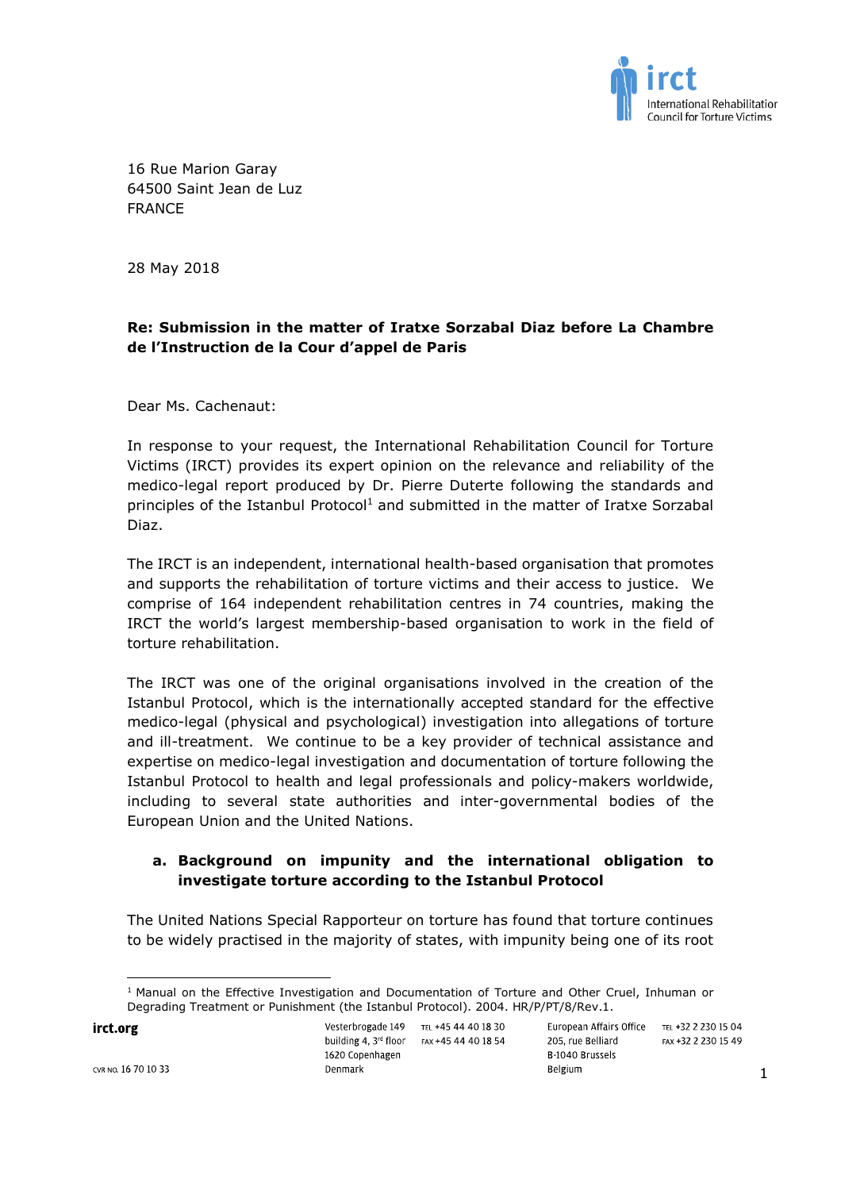16 Rue Marion Garay
64500 Saint Jean de Luz
FRANCE

28 May 2018

**Re: Submission in the matter of Iratxe Sorzabal Diaz before La Chambre de l'Instruction de la Cour d'appel de Paris**

Dear Ms. Cachenaut:

In response to your request, the International Rehabilitation Council for Torture Victims (IRCT) provides its expert opinion on the relevance and reliability of the medico-legal report produced by Dr. Pierre Duterte following the standards and principles of the Istanbul Protocol[1] and submitted in the matter of Iratxe Sorzabal Diaz.

The IRCT is an independent, international health-based organisation that promotes and supports the rehabilitation of torture victims and their access to justice. We comprise of 164 independent rehabilitation centres in 74 countries, making the IRCT the world's largest membership-based organisation to work in the field of torture rehabilitation.

The IRCT was one of the original organisations involved in the creation of the Istanbul Protocol, which is the internationally accepted standard for the effective medico-legal (physical and psychological) investigation into allegations of torture and ill-treatment. We continue to be a key provider of technical assistance and expertise on medico-legal investigation and documentation of torture following the Istanbul Protocol to health and legal professionals and policy-makers worldwide, including to several state authorities and inter-governmental bodies of the European Union and the United Nations.

## a. Background on impunity and the international obligation to investigate torture according to the Istanbul Protocol

The United Nations Special Rapporteur on torture has found that torture continues to be widely practised in the majority of states, with impunity being one of its root

[1] Manual on the Effective Investigation and Documentation of Torture and Other Cruel, Inhuman or Degrading Treatment or Punishment (the Istanbul Protocol). 2004. HR/P/PT/8/Rev.1.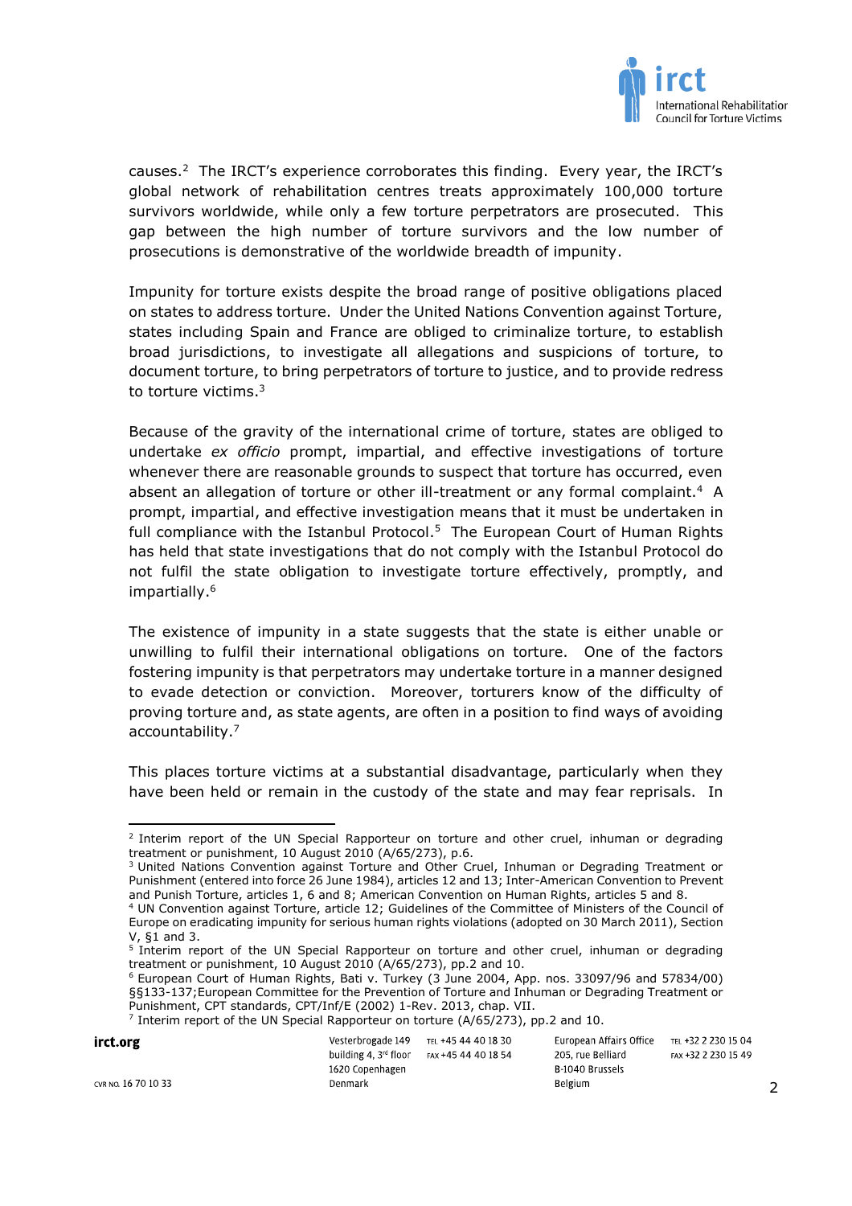causes.[2] The IRCT's experience corroborates this finding. Every year, the IRCT's global network of rehabilitation centres treats approximately 100,000 torture survivors worldwide, while only a few torture perpetrators are prosecuted. This gap between the high number of torture survivors and the low number of prosecutions is demonstrative of the worldwide breadth of impunity.

Impunity for torture exists despite the broad range of positive obligations placed on states to address torture. Under the United Nations Convention against Torture, states including Spain and France are obliged to criminalize torture, to establish broad jurisdictions, to investigate all allegations and suspicions of torture, to document torture, to bring perpetrators of torture to justice, and to provide redress to torture victims.[3]

Because of the gravity of the international crime of torture, states are obliged to undertake *ex officio* prompt, impartial, and effective investigations of torture whenever there are reasonable grounds to suspect that torture has occurred, even absent an allegation of torture or other ill-treatment or any formal complaint.[4] A prompt, impartial, and effective investigation means that it must be undertaken in full compliance with the Istanbul Protocol.[5] The European Court of Human Rights has held that state investigations that do not comply with the Istanbul Protocol do not fulfil the state obligation to investigate torture effectively, promptly, and impartially.[6]

The existence of impunity in a state suggests that the state is either unable or unwilling to fulfil their international obligations on torture. One of the factors fostering impunity is that perpetrators may undertake torture in a manner designed to evade detection or conviction. Moreover, torturers know of the difficulty of proving torture and, as state agents, are often in a position to find ways of avoiding accountability.[7]

This places torture victims at a substantial disadvantage, particularly when they have been held or remain in the custody of the state and may fear reprisals. In

---

[2] Interim report of the UN Special Rapporteur on torture and other cruel, inhuman or degrading treatment or punishment, 10 August 2010 (A/65/273), p.6.

[3] United Nations Convention against Torture and Other Cruel, Inhuman or Degrading Treatment or Punishment (entered into force 26 June 1984), articles 12 and 13; Inter-American Convention to Prevent and Punish Torture, articles 1, 6 and 8; American Convention on Human Rights, articles 5 and 8.

[4] UN Convention against Torture, article 12; Guidelines of the Committee of Ministers of the Council of Europe on eradicating impunity for serious human rights violations (adopted on 30 March 2011), Section V, §1 and 3.

[5] Interim report of the UN Special Rapporteur on torture and other cruel, inhuman or degrading treatment or punishment, 10 August 2010 (A/65/273), pp.2 and 10.

[6] European Court of Human Rights, Bati v. Turkey (3 June 2004, App. nos. 33097/96 and 57834/00) §§133-137;European Committee for the Prevention of Torture and Inhuman or Degrading Treatment or Punishment, CPT standards, CPT/Inf/E (2002) 1-Rev. 2013, chap. VII.

[7] Interim report of the UN Special Rapporteur on torture (A/65/273), pp.2 and 10.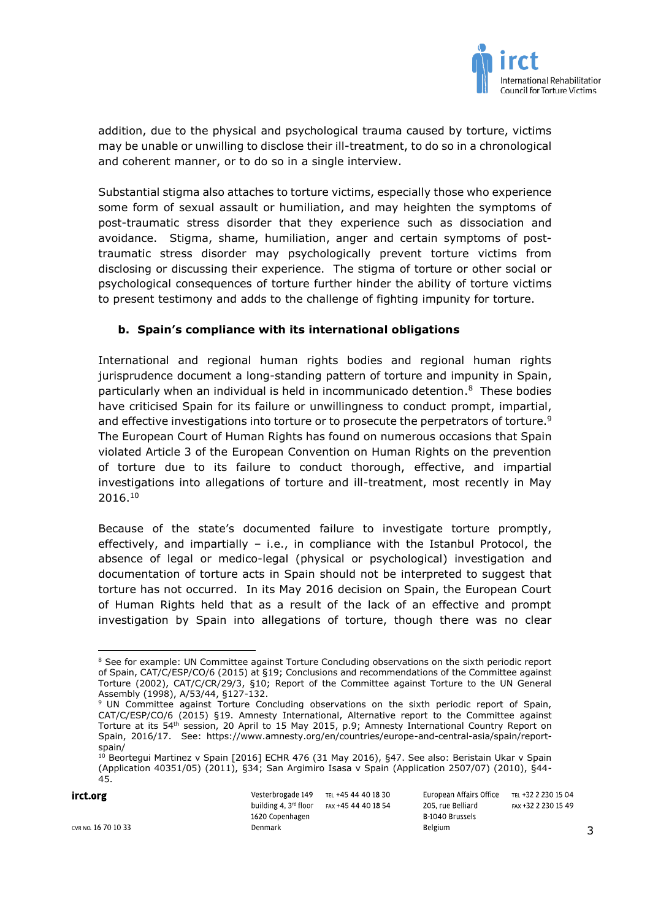addition, due to the physical and psychological trauma caused by torture, victims may be unable or unwilling to disclose their ill-treatment, to do so in a chronological and coherent manner, or to do so in a single interview.

Substantial stigma also attaches to torture victims, especially those who experience some form of sexual assault or humiliation, and may heighten the symptoms of post-traumatic stress disorder that they experience such as dissociation and avoidance. Stigma, shame, humiliation, anger and certain symptoms of post-traumatic stress disorder may psychologically prevent torture victims from disclosing or discussing their experience. The stigma of torture or other social or psychological consequences of torture further hinder the ability of torture victims to present testimony and adds to the challenge of fighting impunity for torture.

### b. Spain's compliance with its international obligations

International and regional human rights bodies and regional human rights jurisprudence document a long-standing pattern of torture and impunity in Spain, particularly when an individual is held in incommunicado detention.[8] These bodies have criticised Spain for its failure or unwillingness to conduct prompt, impartial, and effective investigations into torture or to prosecute the perpetrators of torture.[9] The European Court of Human Rights has found on numerous occasions that Spain violated Article 3 of the European Convention on Human Rights on the prevention of torture due to its failure to conduct thorough, effective, and impartial investigations into allegations of torture and ill-treatment, most recently in May 2016.[10]

Because of the state's documented failure to investigate torture promptly, effectively, and impartially – i.e., in compliance with the Istanbul Protocol, the absence of legal or medico-legal (physical or psychological) investigation and documentation of torture acts in Spain should not be interpreted to suggest that torture has not occurred. In its May 2016 decision on Spain, the European Court of Human Rights held that as a result of the lack of an effective and prompt investigation by Spain into allegations of torture, though there was no clear

---

[8] See for example: UN Committee against Torture Concluding observations on the sixth periodic report of Spain, CAT/C/ESP/CO/6 (2015) at §19; Conclusions and recommendations of the Committee against Torture (2002), CAT/C/CR/29/3, §10; Report of the Committee against Torture to the UN General Assembly (1998), A/53/44, §127-132.

[9] UN Committee against Torture Concluding observations on the sixth periodic report of Spain, CAT/C/ESP/CO/6 (2015) §19. Amnesty International, Alternative report to the Committee against Torture at its 54th session, 20 April to 15 May 2015, p.9; Amnesty International Country Report on Spain, 2016/17. See: https://www.amnesty.org/en/countries/europe-and-central-asia/spain/report-spain/

[10] Beortegui Martinez v Spain [2016] ECHR 476 (31 May 2016), §47. See also: Beristain Ukar v Spain (Application 40351/05) (2011), §34; San Argimiro Isasa v Spain (Application 2507/07) (2010), §44-45.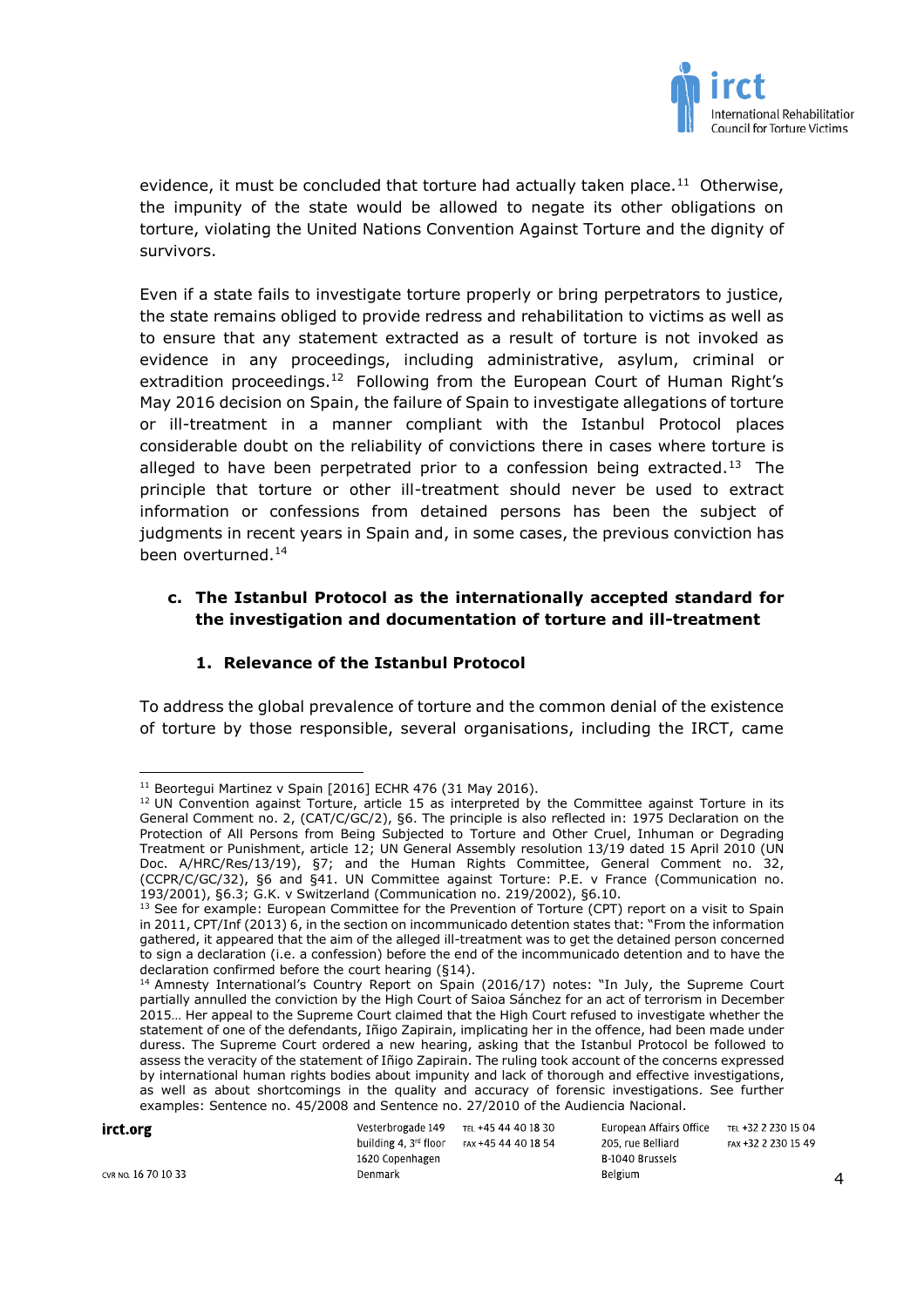evidence, it must be concluded that torture had actually taken place.[11] Otherwise, the impunity of the state would be allowed to negate its other obligations on torture, violating the United Nations Convention Against Torture and the dignity of survivors.

Even if a state fails to investigate torture properly or bring perpetrators to justice, the state remains obliged to provide redress and rehabilitation to victims as well as to ensure that any statement extracted as a result of torture is not invoked as evidence in any proceedings, including administrative, asylum, criminal or extradition proceedings.[12] Following from the European Court of Human Right's May 2016 decision on Spain, the failure of Spain to investigate allegations of torture or ill-treatment in a manner compliant with the Istanbul Protocol places considerable doubt on the reliability of convictions there in cases where torture is alleged to have been perpetrated prior to a confession being extracted.[13] The principle that torture or other ill-treatment should never be used to extract information or confessions from detained persons has been the subject of judgments in recent years in Spain and, in some cases, the previous conviction has been overturned.[14]

### c. The Istanbul Protocol as the internationally accepted standard for the investigation and documentation of torture and ill-treatment

#### 1. Relevance of the Istanbul Protocol

To address the global prevalence of torture and the common denial of the existence of torture by those responsible, several organisations, including the IRCT, came

---

[11] Beortegui Martinez v Spain [2016] ECHR 476 (31 May 2016).

[12] UN Convention against Torture, article 15 as interpreted by the Committee against Torture in its General Comment no. 2, (CAT/C/GC/2), §6. The principle is also reflected in: 1975 Declaration on the Protection of All Persons from Being Subjected to Torture and Other Cruel, Inhuman or Degrading Treatment or Punishment, article 12; UN General Assembly resolution 13/19 dated 15 April 2010 (UN Doc. A/HRC/Res/13/19), §7; and the Human Rights Committee, General Comment no. 32, (CCPR/C/GC/32), §6 and §41. UN Committee against Torture: P.E. v France (Communication no. 193/2001), §6.3; G.K. v Switzerland (Communication no. 219/2002), §6.10.

[13] See for example: European Committee for the Prevention of Torture (CPT) report on a visit to Spain in 2011, CPT/Inf (2013) 6, in the section on incommunicado detention states that: "From the information gathered, it appeared that the aim of the alleged ill-treatment was to get the detained person concerned to sign a declaration (i.e. a confession) before the end of the incommunicado detention and to have the declaration confirmed before the court hearing (§14).

[14] Amnesty International's Country Report on Spain (2016/17) notes: "In July, the Supreme Court partially annulled the conviction by the High Court of Saioa Sánchez for an act of terrorism in December 2015… Her appeal to the Supreme Court claimed that the High Court refused to investigate whether the statement of one of the defendants, Iñigo Zapirain, implicating her in the offence, had been made under duress. The Supreme Court ordered a new hearing, asking that the Istanbul Protocol be followed to assess the veracity of the statement of Iñigo Zapirain. The ruling took account of the concerns expressed by international human rights bodies about impunity and lack of thorough and effective investigations, as well as about shortcomings in the quality and accuracy of forensic investigations. See further examples: Sentence no. 45/2008 and Sentence no. 27/2010 of the Audiencia Nacional.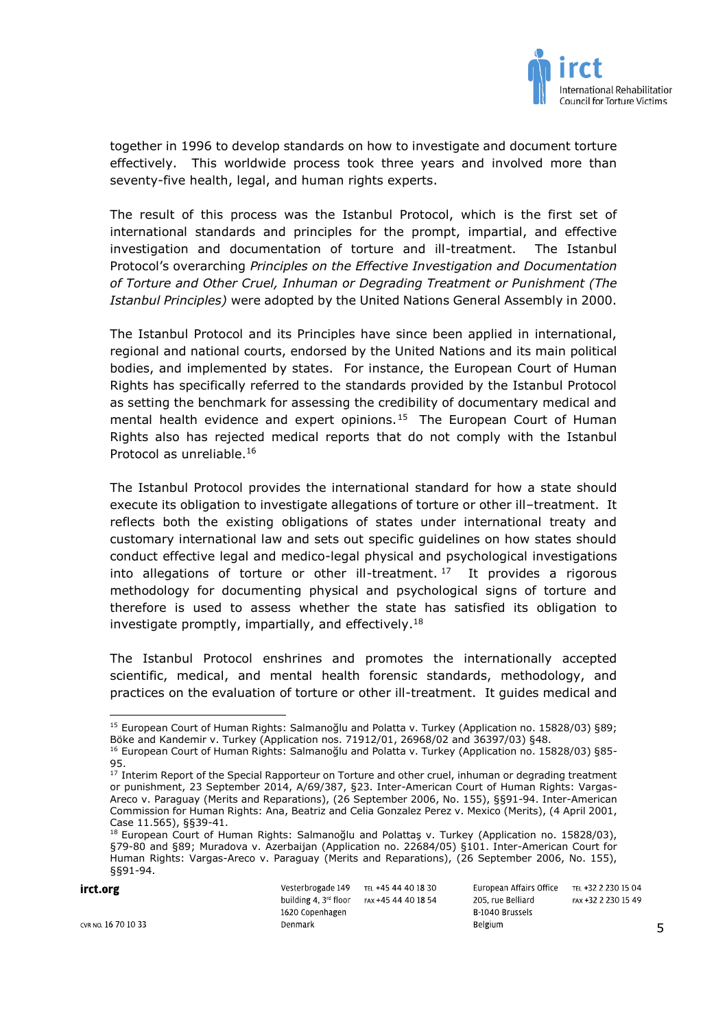together in 1996 to develop standards on how to investigate and document torture effectively. This worldwide process took three years and involved more than seventy-five health, legal, and human rights experts.

The result of this process was the Istanbul Protocol, which is the first set of international standards and principles for the prompt, impartial, and effective investigation and documentation of torture and ill-treatment. The Istanbul Protocol's overarching *Principles on the Effective Investigation and Documentation of Torture and Other Cruel, Inhuman or Degrading Treatment or Punishment (The Istanbul Principles)* were adopted by the United Nations General Assembly in 2000.

The Istanbul Protocol and its Principles have since been applied in international, regional and national courts, endorsed by the United Nations and its main political bodies, and implemented by states. For instance, the European Court of Human Rights has specifically referred to the standards provided by the Istanbul Protocol as setting the benchmark for assessing the credibility of documentary medical and mental health evidence and expert opinions.[15] The European Court of Human Rights also has rejected medical reports that do not comply with the Istanbul Protocol as unreliable.[16]

The Istanbul Protocol provides the international standard for how a state should execute its obligation to investigate allegations of torture or other ill–treatment. It reflects both the existing obligations of states under international treaty and customary international law and sets out specific guidelines on how states should conduct effective legal and medico-legal physical and psychological investigations into allegations of torture or other ill-treatment.[17] It provides a rigorous methodology for documenting physical and psychological signs of torture and therefore is used to assess whether the state has satisfied its obligation to investigate promptly, impartially, and effectively.[18]

The Istanbul Protocol enshrines and promotes the internationally accepted scientific, medical, and mental health forensic standards, methodology, and practices on the evaluation of torture or other ill-treatment. It guides medical and

---

[15] European Court of Human Rights: Salmanoğlu and Polatta v. Turkey (Application no. 15828/03) §89; Böke and Kandemir v. Turkey (Application nos. 71912/01, 26968/02 and 36397/03) §48.

[16] European Court of Human Rights: Salmanoğlu and Polatta v. Turkey (Application no. 15828/03) §85-95.

[17] Interim Report of the Special Rapporteur on Torture and other cruel, inhuman or degrading treatment or punishment, 23 September 2014, A/69/387, §23. Inter-American Court of Human Rights: Vargas-Areco v. Paraguay (Merits and Reparations), (26 September 2006, No. 155), §§91-94. Inter-American Commission for Human Rights: Ana, Beatriz and Celia Gonzalez Perez v. Mexico (Merits), (4 April 2001, Case 11.565), §§39-41.

[18] European Court of Human Rights: Salmanoğlu and Polattaş v. Turkey (Application no. 15828/03), §79-80 and §89; Muradova v. Azerbaijan (Application no. 22684/05) §101. Inter-American Court for Human Rights: Vargas-Areco v. Paraguay (Merits and Reparations), (26 September 2006, No. 155), §§91-94.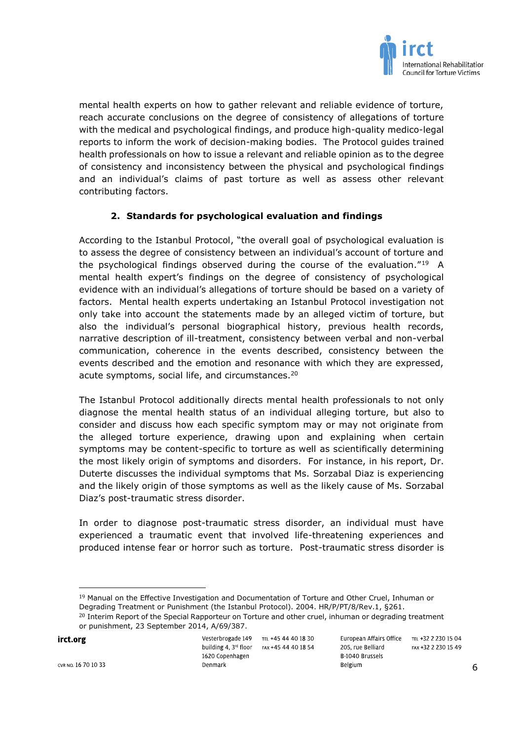mental health experts on how to gather relevant and reliable evidence of torture, reach accurate conclusions on the degree of consistency of allegations of torture with the medical and psychological findings, and produce high-quality medico-legal reports to inform the work of decision-making bodies. The Protocol guides trained health professionals on how to issue a relevant and reliable opinion as to the degree of consistency and inconsistency between the physical and psychological findings and an individual's claims of past torture as well as assess other relevant contributing factors.

## 2. Standards for psychological evaluation and findings

According to the Istanbul Protocol, "the overall goal of psychological evaluation is to assess the degree of consistency between an individual's account of torture and the psychological findings observed during the course of the evaluation."[19] A mental health expert's findings on the degree of consistency of psychological evidence with an individual's allegations of torture should be based on a variety of factors. Mental health experts undertaking an Istanbul Protocol investigation not only take into account the statements made by an alleged victim of torture, but also the individual's personal biographical history, previous health records, narrative description of ill-treatment, consistency between verbal and non-verbal communication, coherence in the events described, consistency between the events described and the emotion and resonance with which they are expressed, acute symptoms, social life, and circumstances.[20]

The Istanbul Protocol additionally directs mental health professionals to not only diagnose the mental health status of an individual alleging torture, but also to consider and discuss how each specific symptom may or may not originate from the alleged torture experience, drawing upon and explaining when certain symptoms may be content-specific to torture as well as scientifically determining the most likely origin of symptoms and disorders. For instance, in his report, Dr. Duterte discusses the individual symptoms that Ms. Sorzabal Diaz is experiencing and the likely origin of those symptoms as well as the likely cause of Ms. Sorzabal Diaz's post-traumatic stress disorder.

In order to diagnose post-traumatic stress disorder, an individual must have experienced a traumatic event that involved life-threatening experiences and produced intense fear or horror such as torture. Post-traumatic stress disorder is

---

[19] Manual on the Effective Investigation and Documentation of Torture and Other Cruel, Inhuman or Degrading Treatment or Punishment (the Istanbul Protocol). 2004. HR/P/PT/8/Rev.1, §261.

[20] Interim Report of the Special Rapporteur on Torture and other cruel, inhuman or degrading treatment or punishment, 23 September 2014, A/69/387.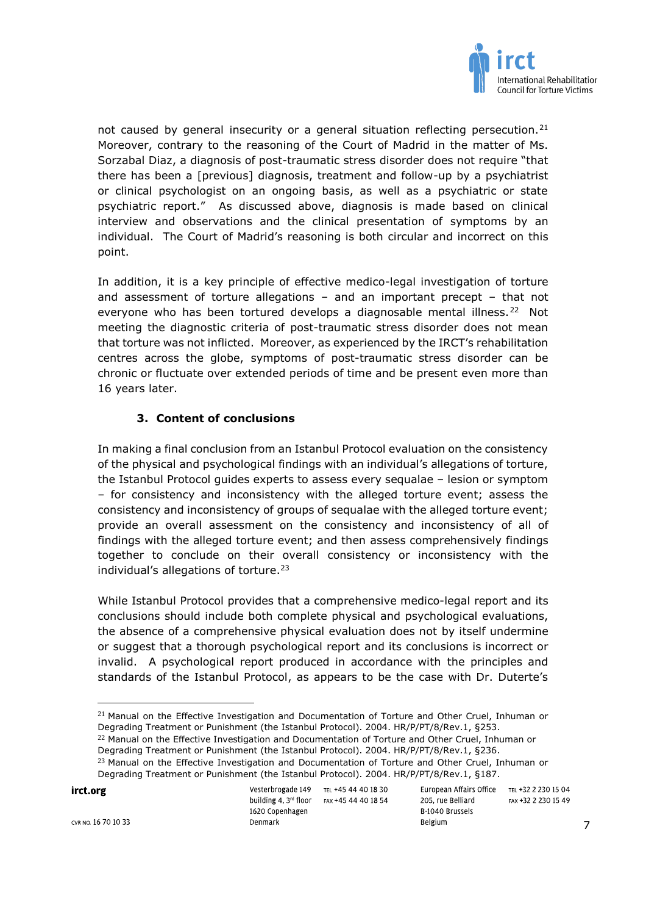not caused by general insecurity or a general situation reflecting persecution.[21] Moreover, contrary to the reasoning of the Court of Madrid in the matter of Ms. Sorzabal Diaz, a diagnosis of post-traumatic stress disorder does not require "that there has been a [previous] diagnosis, treatment and follow-up by a psychiatrist or clinical psychologist on an ongoing basis, as well as a psychiatric or state psychiatric report." As discussed above, diagnosis is made based on clinical interview and observations and the clinical presentation of symptoms by an individual. The Court of Madrid's reasoning is both circular and incorrect on this point.

In addition, it is a key principle of effective medico-legal investigation of torture and assessment of torture allegations – and an important precept – that not everyone who has been tortured develops a diagnosable mental illness.[22] Not meeting the diagnostic criteria of post-traumatic stress disorder does not mean that torture was not inflicted. Moreover, as experienced by the IRCT's rehabilitation centres across the globe, symptoms of post-traumatic stress disorder can be chronic or fluctuate over extended periods of time and be present even more than 16 years later.

### 3. Content of conclusions

In making a final conclusion from an Istanbul Protocol evaluation on the consistency of the physical and psychological findings with an individual's allegations of torture, the Istanbul Protocol guides experts to assess every sequalae – lesion or symptom – for consistency and inconsistency with the alleged torture event; assess the consistency and inconsistency of groups of sequalae with the alleged torture event; provide an overall assessment on the consistency and inconsistency of all of findings with the alleged torture event; and then assess comprehensively findings together to conclude on their overall consistency or inconsistency with the individual's allegations of torture.[23]

While Istanbul Protocol provides that a comprehensive medico-legal report and its conclusions should include both complete physical and psychological evaluations, the absence of a comprehensive physical evaluation does not by itself undermine or suggest that a thorough psychological report and its conclusions is incorrect or invalid. A psychological report produced in accordance with the principles and standards of the Istanbul Protocol, as appears to be the case with Dr. Duterte's

---

[21] Manual on the Effective Investigation and Documentation of Torture and Other Cruel, Inhuman or Degrading Treatment or Punishment (the Istanbul Protocol). 2004. HR/P/PT/8/Rev.1, §253.

[22] Manual on the Effective Investigation and Documentation of Torture and Other Cruel, Inhuman or Degrading Treatment or Punishment (the Istanbul Protocol). 2004. HR/P/PT/8/Rev.1, §236.

[23] Manual on the Effective Investigation and Documentation of Torture and Other Cruel, Inhuman or Degrading Treatment or Punishment (the Istanbul Protocol). 2004. HR/P/PT/8/Rev.1, §187.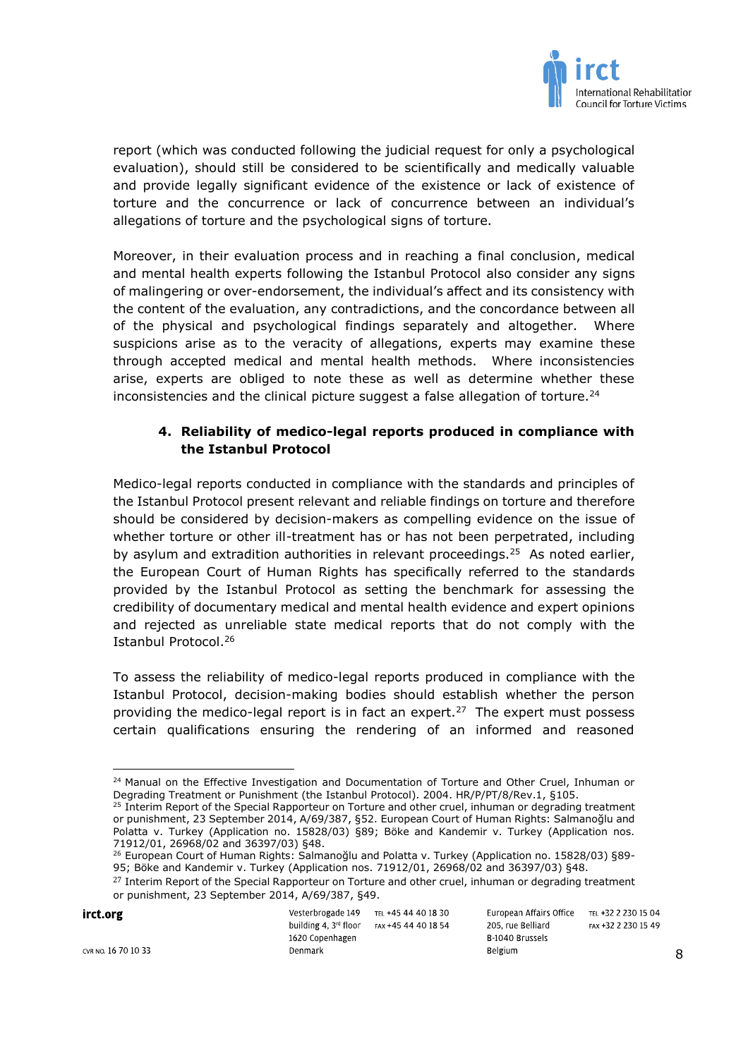report (which was conducted following the judicial request for only a psychological evaluation), should still be considered to be scientifically and medically valuable and provide legally significant evidence of the existence or lack of existence of torture and the concurrence or lack of concurrence between an individual's allegations of torture and the psychological signs of torture.

Moreover, in their evaluation process and in reaching a final conclusion, medical and mental health experts following the Istanbul Protocol also consider any signs of malingering or over-endorsement, the individual's affect and its consistency with the content of the evaluation, any contradictions, and the concordance between all of the physical and psychological findings separately and altogether. Where suspicions arise as to the veracity of allegations, experts may examine these through accepted medical and mental health methods. Where inconsistencies arise, experts are obliged to note these as well as determine whether these inconsistencies and the clinical picture suggest a false allegation of torture.[24]

### 4. Reliability of medico-legal reports produced in compliance with the Istanbul Protocol

Medico-legal reports conducted in compliance with the standards and principles of the Istanbul Protocol present relevant and reliable findings on torture and therefore should be considered by decision-makers as compelling evidence on the issue of whether torture or other ill-treatment has or has not been perpetrated, including by asylum and extradition authorities in relevant proceedings.[25] As noted earlier, the European Court of Human Rights has specifically referred to the standards provided by the Istanbul Protocol as setting the benchmark for assessing the credibility of documentary medical and mental health evidence and expert opinions and rejected as unreliable state medical reports that do not comply with the Istanbul Protocol.[26]

To assess the reliability of medico-legal reports produced in compliance with the Istanbul Protocol, decision-making bodies should establish whether the person providing the medico-legal report is in fact an expert.[27] The expert must possess certain qualifications ensuring the rendering of an informed and reasoned

---

[24] Manual on the Effective Investigation and Documentation of Torture and Other Cruel, Inhuman or Degrading Treatment or Punishment (the Istanbul Protocol). 2004. HR/P/PT/8/Rev.1, §105.

[25] Interim Report of the Special Rapporteur on Torture and other cruel, inhuman or degrading treatment or punishment, 23 September 2014, A/69/387, §52. European Court of Human Rights: Salmanoğlu and Polatta v. Turkey (Application no. 15828/03) §89; Böke and Kandemir v. Turkey (Application nos. 71912/01, 26968/02 and 36397/03) §48.

[26] European Court of Human Rights: Salmanoğlu and Polatta v. Turkey (Application no. 15828/03) §89-95; Böke and Kandemir v. Turkey (Application nos. 71912/01, 26968/02 and 36397/03) §48.

[27] Interim Report of the Special Rapporteur on Torture and other cruel, inhuman or degrading treatment or punishment, 23 September 2014, A/69/387, §49.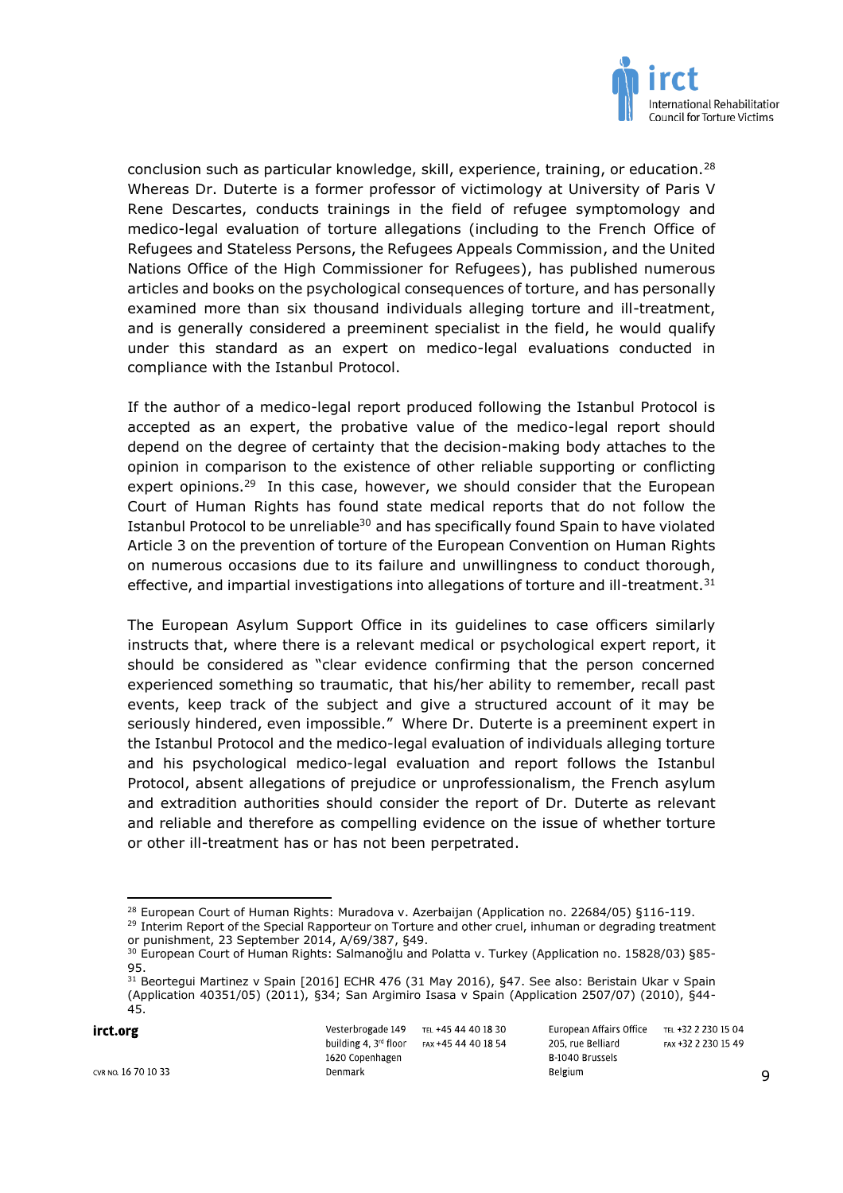conclusion such as particular knowledge, skill, experience, training, or education.[28] Whereas Dr. Duterte is a former professor of victimology at University of Paris V Rene Descartes, conducts trainings in the field of refugee symptomology and medico-legal evaluation of torture allegations (including to the French Office of Refugees and Stateless Persons, the Refugees Appeals Commission, and the United Nations Office of the High Commissioner for Refugees), has published numerous articles and books on the psychological consequences of torture, and has personally examined more than six thousand individuals alleging torture and ill-treatment, and is generally considered a preeminent specialist in the field, he would qualify under this standard as an expert on medico-legal evaluations conducted in compliance with the Istanbul Protocol.

If the author of a medico-legal report produced following the Istanbul Protocol is accepted as an expert, the probative value of the medico-legal report should depend on the degree of certainty that the decision-making body attaches to the opinion in comparison to the existence of other reliable supporting or conflicting expert opinions.[29] In this case, however, we should consider that the European Court of Human Rights has found state medical reports that do not follow the Istanbul Protocol to be unreliable[30] and has specifically found Spain to have violated Article 3 on the prevention of torture of the European Convention on Human Rights on numerous occasions due to its failure and unwillingness to conduct thorough, effective, and impartial investigations into allegations of torture and ill-treatment.[31]

The European Asylum Support Office in its guidelines to case officers similarly instructs that, where there is a relevant medical or psychological expert report, it should be considered as "clear evidence confirming that the person concerned experienced something so traumatic, that his/her ability to remember, recall past events, keep track of the subject and give a structured account of it may be seriously hindered, even impossible." Where Dr. Duterte is a preeminent expert in the Istanbul Protocol and the medico-legal evaluation of individuals alleging torture and his psychological medico-legal evaluation and report follows the Istanbul Protocol, absent allegations of prejudice or unprofessionalism, the French asylum and extradition authorities should consider the report of Dr. Duterte as relevant and reliable and therefore as compelling evidence on the issue of whether torture or other ill-treatment has or has not been perpetrated.

---

[28] European Court of Human Rights: Muradova v. Azerbaijan (Application no. 22684/05) §116-119.

[29] Interim Report of the Special Rapporteur on Torture and other cruel, inhuman or degrading treatment or punishment, 23 September 2014, A/69/387, §49.

[30] European Court of Human Rights: Salmanoğlu and Polatta v. Turkey (Application no. 15828/03) §85-95.

[31] Beortegui Martinez v Spain [2016] ECHR 476 (31 May 2016), §47. See also: Beristain Ukar v Spain (Application 40351/05) (2011), §34; San Argimiro Isasa v Spain (Application 2507/07) (2010), §44-45.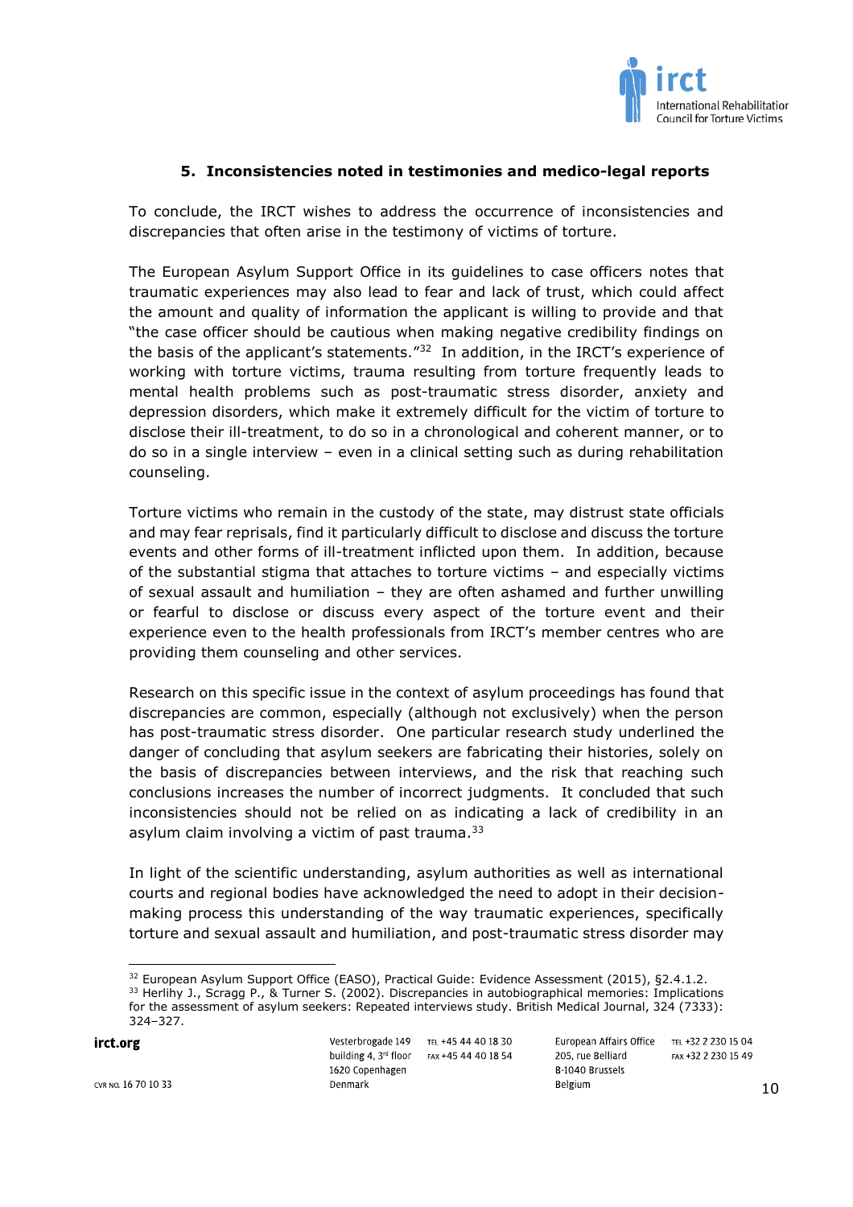## 5. Inconsistencies noted in testimonies and medico-legal reports

To conclude, the IRCT wishes to address the occurrence of inconsistencies and discrepancies that often arise in the testimony of victims of torture.

The European Asylum Support Office in its guidelines to case officers notes that traumatic experiences may also lead to fear and lack of trust, which could affect the amount and quality of information the applicant is willing to provide and that "the case officer should be cautious when making negative credibility findings on the basis of the applicant's statements."[32] In addition, in the IRCT's experience of working with torture victims, trauma resulting from torture frequently leads to mental health problems such as post-traumatic stress disorder, anxiety and depression disorders, which make it extremely difficult for the victim of torture to disclose their ill-treatment, to do so in a chronological and coherent manner, or to do so in a single interview – even in a clinical setting such as during rehabilitation counseling.

Torture victims who remain in the custody of the state, may distrust state officials and may fear reprisals, find it particularly difficult to disclose and discuss the torture events and other forms of ill-treatment inflicted upon them. In addition, because of the substantial stigma that attaches to torture victims – and especially victims of sexual assault and humiliation – they are often ashamed and further unwilling or fearful to disclose or discuss every aspect of the torture event and their experience even to the health professionals from IRCT's member centres who are providing them counseling and other services.

Research on this specific issue in the context of asylum proceedings has found that discrepancies are common, especially (although not exclusively) when the person has post-traumatic stress disorder. One particular research study underlined the danger of concluding that asylum seekers are fabricating their histories, solely on the basis of discrepancies between interviews, and the risk that reaching such conclusions increases the number of incorrect judgments. It concluded that such inconsistencies should not be relied on as indicating a lack of credibility in an asylum claim involving a victim of past trauma.[33]

In light of the scientific understanding, asylum authorities as well as international courts and regional bodies have acknowledged the need to adopt in their decision-making process this understanding of the way traumatic experiences, specifically torture and sexual assault and humiliation, and post-traumatic stress disorder may

---

[32] European Asylum Support Office (EASO), Practical Guide: Evidence Assessment (2015), §2.4.1.2.

[33] Herlihy J., Scragg P., & Turner S. (2002). Discrepancies in autobiographical memories: Implications for the assessment of asylum seekers: Repeated interviews study. British Medical Journal, 324 (7333): 324–327.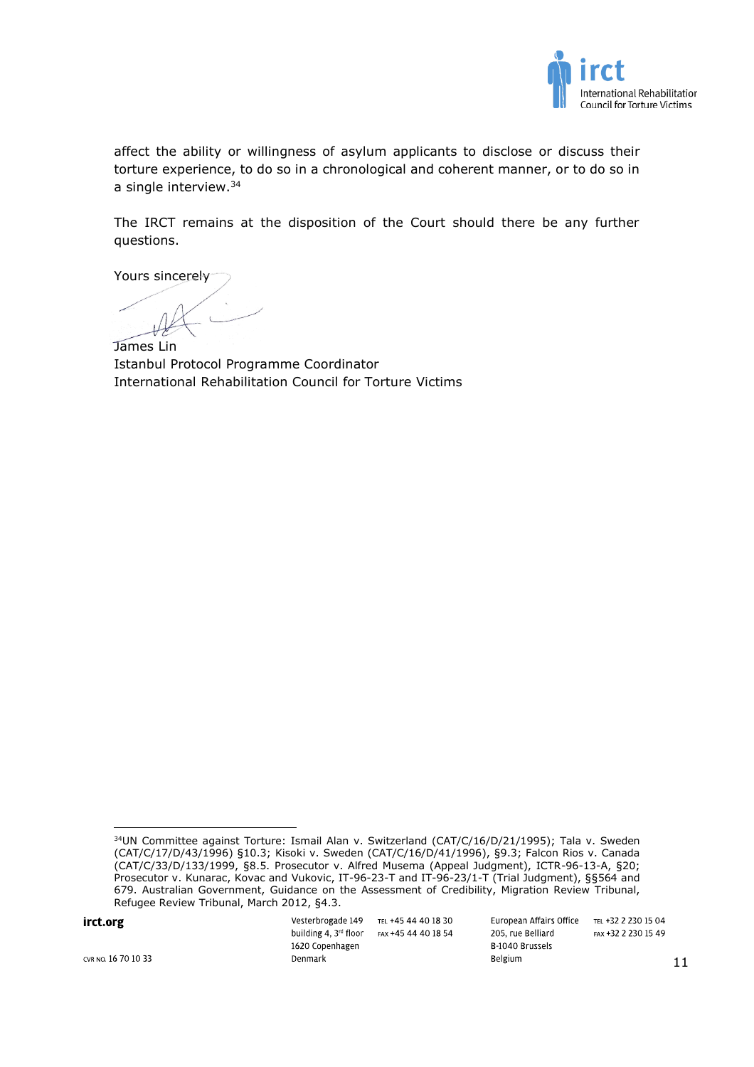affect the ability or willingness of asylum applicants to disclose or discuss their torture experience, to do so in a chronological and coherent manner, or to do so in a single interview.[34]

The IRCT remains at the disposition of the Court should there be any further questions.

Yours sincerely

James Lin
Istanbul Protocol Programme Coordinator
International Rehabilitation Council for Torture Victims

---

[34] UN Committee against Torture: Ismail Alan v. Switzerland (CAT/C/16/D/21/1995); Tala v. Sweden (CAT/C/17/D/43/1996) §10.3; Kisoki v. Sweden (CAT/C/16/D/41/1996), §9.3; Falcon Rios v. Canada (CAT/C/33/D/133/1999, §8.5. Prosecutor v. Alfred Musema (Appeal Judgment), ICTR-96-13-A, §20; Prosecutor v. Kunarac, Kovac and Vukovic, IT-96-23-T and IT-96-23/1-T (Trial Judgment), §§564 and 679. Australian Government, Guidance on the Assessment of Credibility, Migration Review Tribunal, Refugee Review Tribunal, March 2012, §4.3.